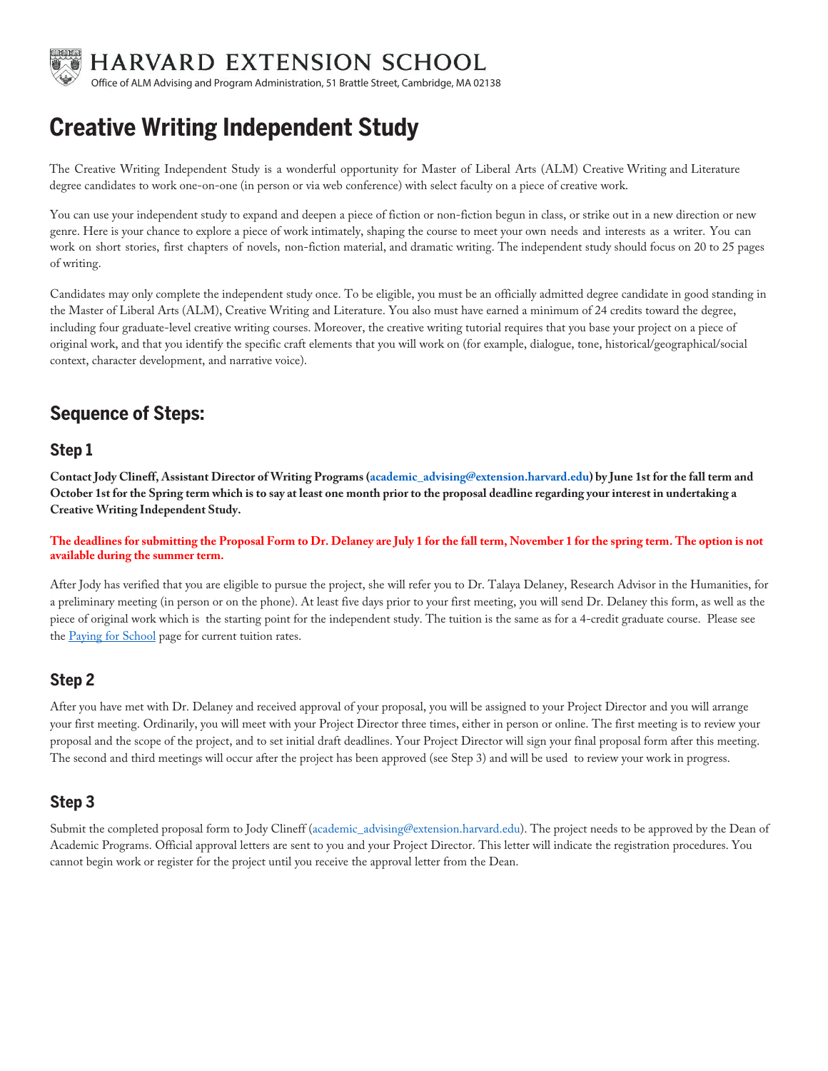HARVARD EXTENSION SCHOOL

Office of ALM Advising and Program Administration, 51 Brattle Street, Cambridge, MA 02138

# Creative Writing Independent Study

The Creative Writing Independent Study is a wonderful opportunity for Master of Liberal Arts (ALM) Creative Writing and Literature degree candidates to work one-on-one (in person or via web conference) with select faculty on a piece of creative work.

You can use your independent study to expand and deepen a piece of fiction or non-fiction begun in class, or strike out in a new direction or new genre. Here is your chance to explore a piece of work intimately, shaping the course to meet your own needs and interests as a writer. You can work on short stories, first chapters of novels, non-fiction material, and dramatic writing. The independent study should focus on 20 to 25 pages of writing.

Candidates may only complete the independent study once. To be eligible, you must be an officially admitted degree candidate in good standing in the Master of Liberal Arts (ALM), Creative Writing and Literature. You also must have earned a minimum of 24 credits toward the degree, including four graduate-level creative writing courses. Moreover, the creative writing tutorial requires that you base your project on a piece of original work, and that you identify the specific craft elements that you will work on (for example, dialogue, tone, historical/geographical/social context, character development, and narrative voice).

## Sequence of Steps:

### Step 1

**Contact Jody Clineff, Assistant Director of Writing Programs (academic_advising@extension.harvard.edu) by June 1st for the fall term and October 1st for the Spring term which is to say at least one month prior to the proposal deadline regarding your interest in undertaking a Creative Writing Independent Study.**

**The deadlines for submitting the Proposal Form to Dr. Delaney are July 1 for the fall term, November 1 for the spring term. The option is not available during the summer term.**

After Jody has verified that you are eligible to pursue the project, she will refer you to Dr. Talaya Delaney, Research Advisor in the Humanities, for a preliminary meeting (in person or on the phone). At least five days prior to your first meeting, you will send Dr. Delaney this form, as well as the piece of original work which is the starting point for the independent study. The tuition is the same as for a 4-credit graduate course. Please see the [Paying for School](Paying for School) page for current tuition rates.

### Step 2

After you have met with Dr. Delaney and received approval of your proposal, you will be assigned to your Project Director and you will arrange your first meeting. Ordinarily, you will meet with your Project Director three times, either in person or online. The first meeting is to review your proposal and the scope of the project, and to set initial draft deadlines. Your Project Director will sign your final proposal form after this meeting. The second and third meetings will occur after the project has been approved (see Step 3) and will be used to review your work in progress.

### Step 3

Submit the completed proposal form to Jody Clineff (academic_advising@extension.harvard.edu). The project needs to be approved by the Dean of Academic Programs. Official approval letters are sent to you and your Project Director. This letter will indicate the registration procedures. You cannot begin work or register for the project until you receive the approval letter from the Dean.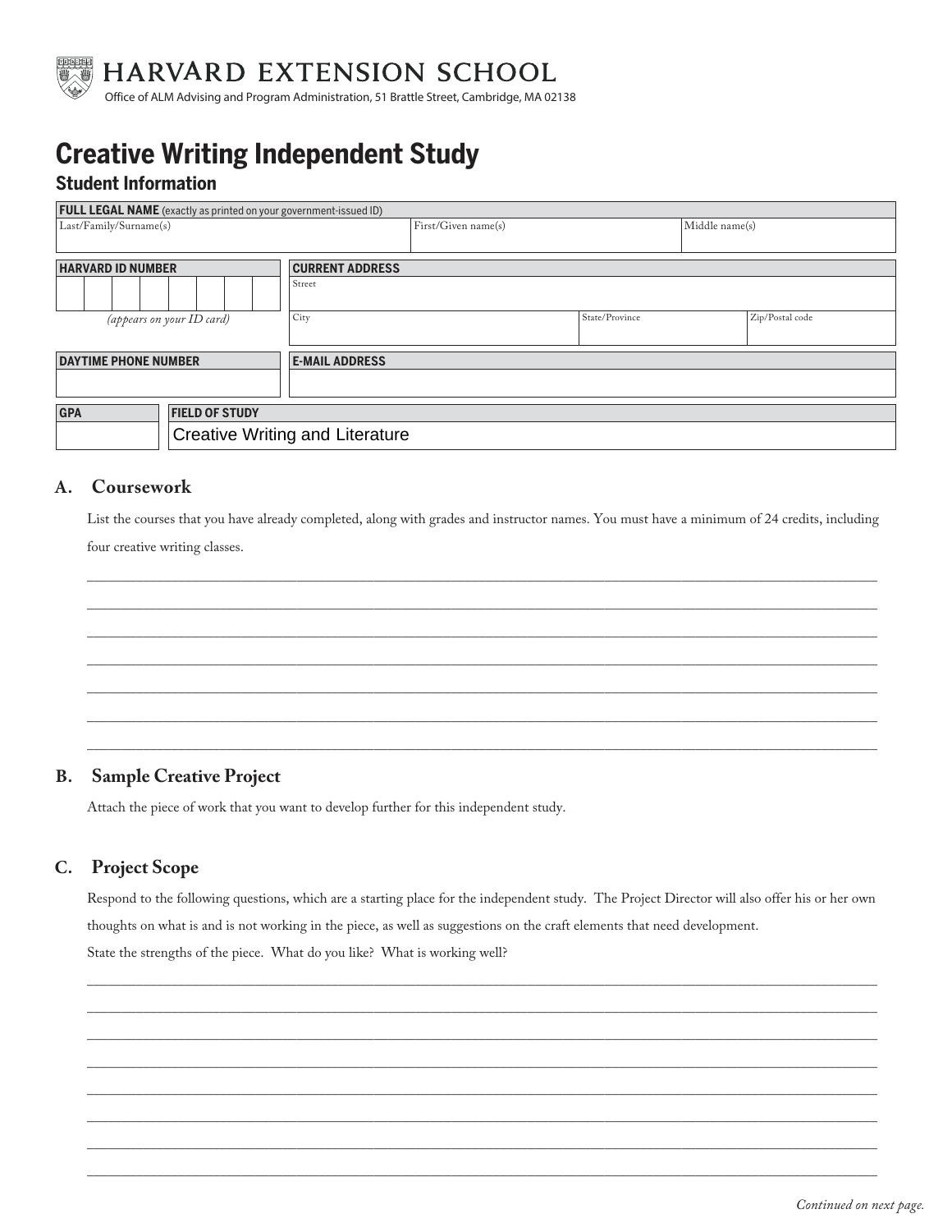HARVARD EXTENSION SCHOOL

Office of ALM Advising and Program Administration, 51 Brattle Street, Cambridge, MA 02138

# Creative Writing Independent Study

## Student Information

| FULL LEGAL NAME (exactly as printed on your government-issued ID) | | |
|---|---|---|
| Last/Family/Surname(s) | First/Given name(s) | Middle name(s) |

| HARVARD ID NUMBER | CURRENT ADDRESS | | |
|---|---|---|---|
| | Street | | |
| *(appears on your ID card)* | City | State/Province | Zip/Postal code |

| DAYTIME PHONE NUMBER | E-MAIL ADDRESS |
|---|---|
| | |

| GPA | FIELD OF STUDY |
|---|---|
| | Creative Writing and Literature |

### A. Coursework

List the courses that you have already completed, along with grades and instructor names. You must have a minimum of 24 credits, including four creative writing classes.

______________________________________________________________________

______________________________________________________________________

______________________________________________________________________

______________________________________________________________________

______________________________________________________________________

______________________________________________________________________

______________________________________________________________________

### B. Sample Creative Project

Attach the piece of work that you want to develop further for this independent study.

### C. Project Scope

Respond to the following questions, which are a starting place for the independent study. The Project Director will also offer his or her own thoughts on what is and is not working in the piece, as well as suggestions on the craft elements that need development.

State the strengths of the piece. What do you like? What is working well?

______________________________________________________________________

______________________________________________________________________

______________________________________________________________________

______________________________________________________________________

______________________________________________________________________

______________________________________________________________________

______________________________________________________________________

______________________________________________________________________

*Continued on next page.*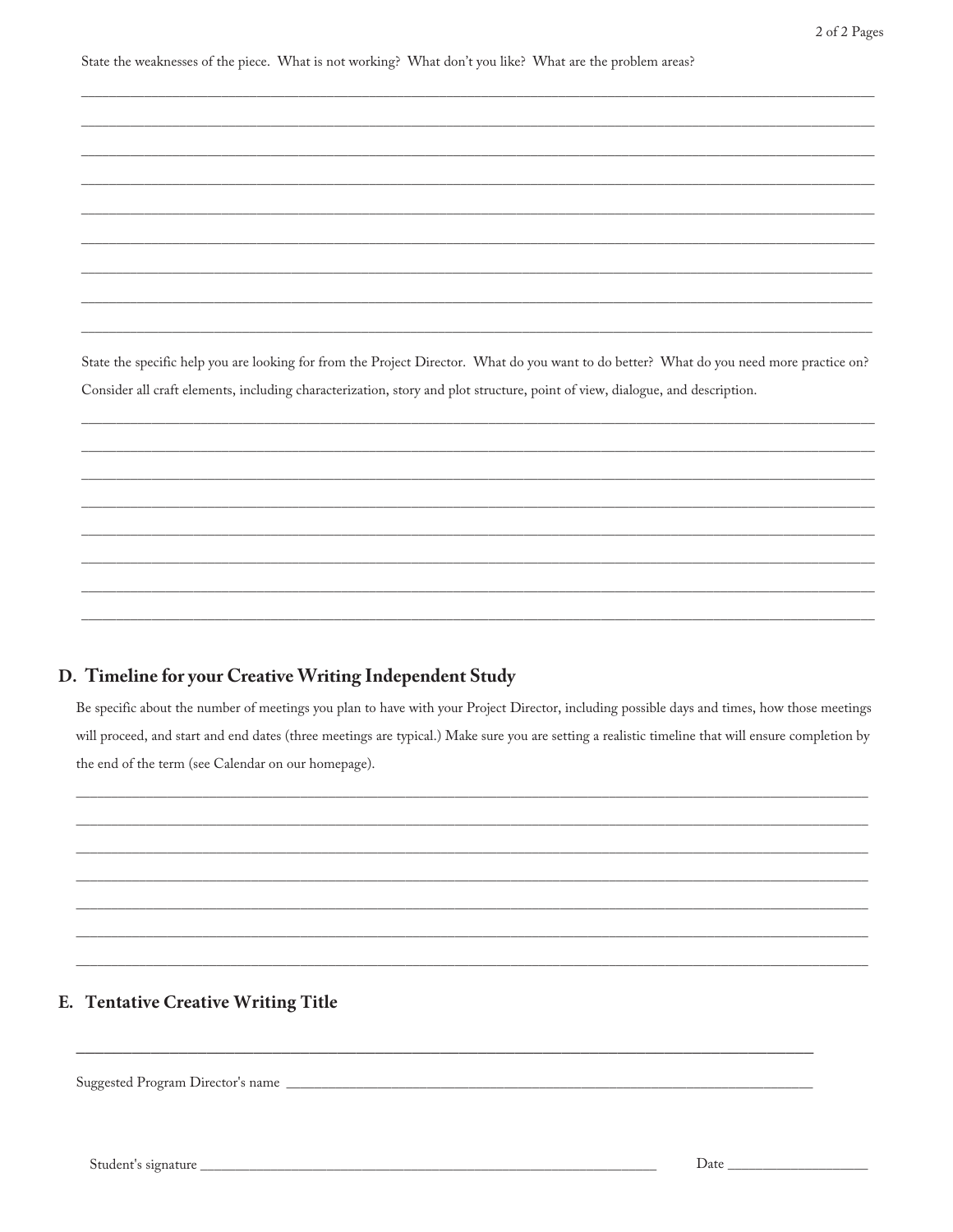State the weaknesses of the piece. What is not working? What don't you like? What are the problem areas?

_______________________________________________________________________________________________

_______________________________________________________________________________________________

_______________________________________________________________________________________________

_______________________________________________________________________________________________

_______________________________________________________________________________________________

_______________________________________________________________________________________________

_______________________________________________________________________________________________

_______________________________________________________________________________________________

_______________________________________________________________________________________________

State the specific help you are looking for from the Project Director. What do you want to do better? What do you need more practice on? Consider all craft elements, including characterization, story and plot structure, point of view, dialogue, and description.

_______________________________________________________________________________________________

_______________________________________________________________________________________________

_______________________________________________________________________________________________

_______________________________________________________________________________________________

_______________________________________________________________________________________________

_______________________________________________________________________________________________

_______________________________________________________________________________________________

_______________________________________________________________________________________________

## D. Timeline for your Creative Writing Independent Study

Be specific about the number of meetings you plan to have with your Project Director, including possible days and times, how those meetings will proceed, and start and end dates (three meetings are typical.) Make sure you are setting a realistic timeline that will ensure completion by the end of the term (see Calendar on our homepage).

_______________________________________________________________________________________________

_______________________________________________________________________________________________

_______________________________________________________________________________________________

_______________________________________________________________________________________________

_______________________________________________________________________________________________

_______________________________________________________________________________________________

_______________________________________________________________________________________________

## E. Tentative Creative Writing Title

_______________________________________________________________________________________________

Suggested Program Director's name ___________________________________________________________

Student's signature ___________________________________________________ Date ________________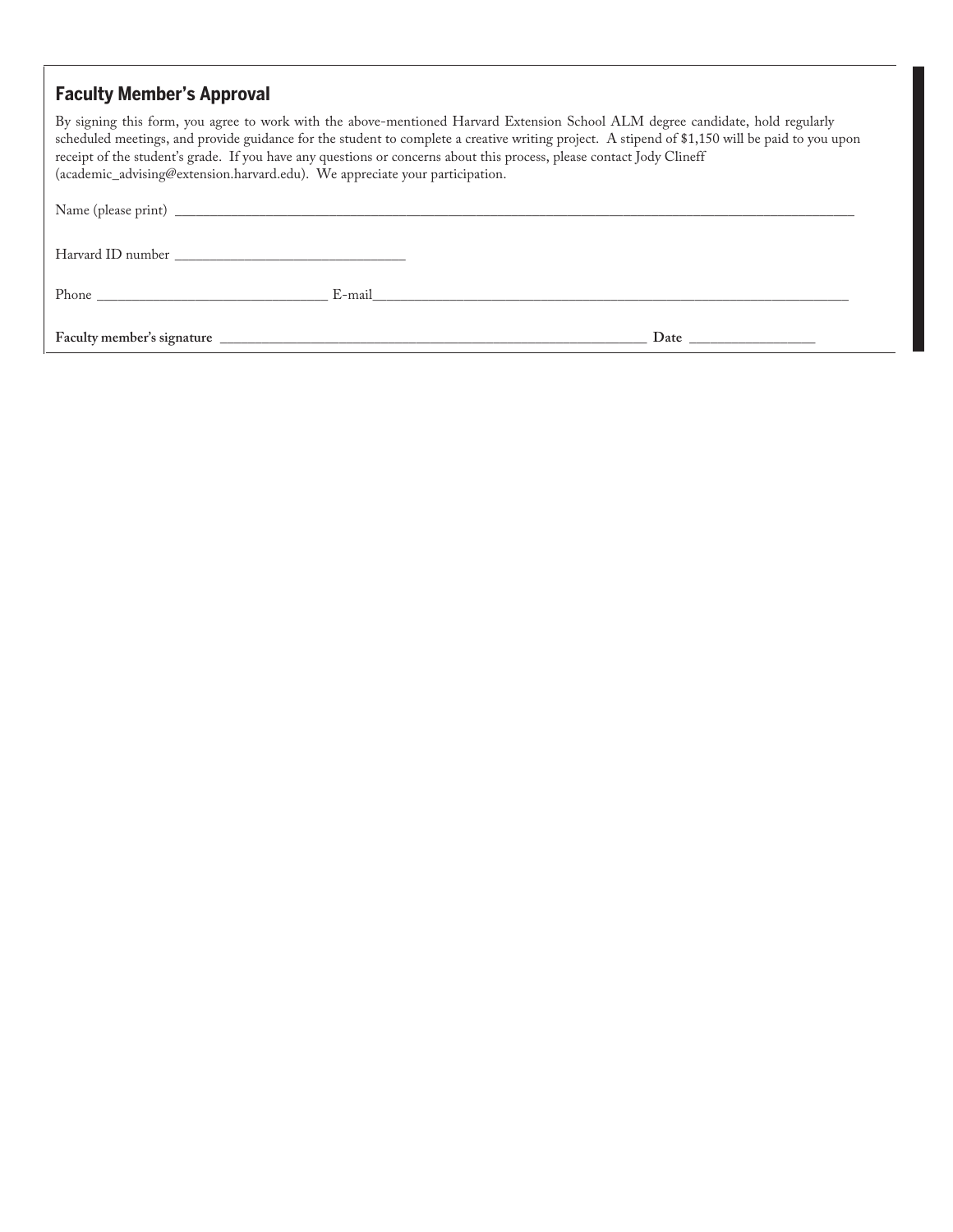## Faculty Member's Approval

By signing this form, you agree to work with the above-mentioned Harvard Extension School ALM degree candidate, hold regularly scheduled meetings, and provide guidance for the student to complete a creative writing project. A stipend of $1,150 will be paid to you upon receipt of the student's grade. If you have any questions or concerns about this process, please contact Jody Clineff (academic_advising@extension.harvard.edu). We appreciate your participation.

Name (please print) ___________________________________________________________________________

Harvard ID number ______________________________

Phone ______________________________ E-mail_______________________________________________________

**Faculty member's signature** ___________________________________________________ **Date** _______________